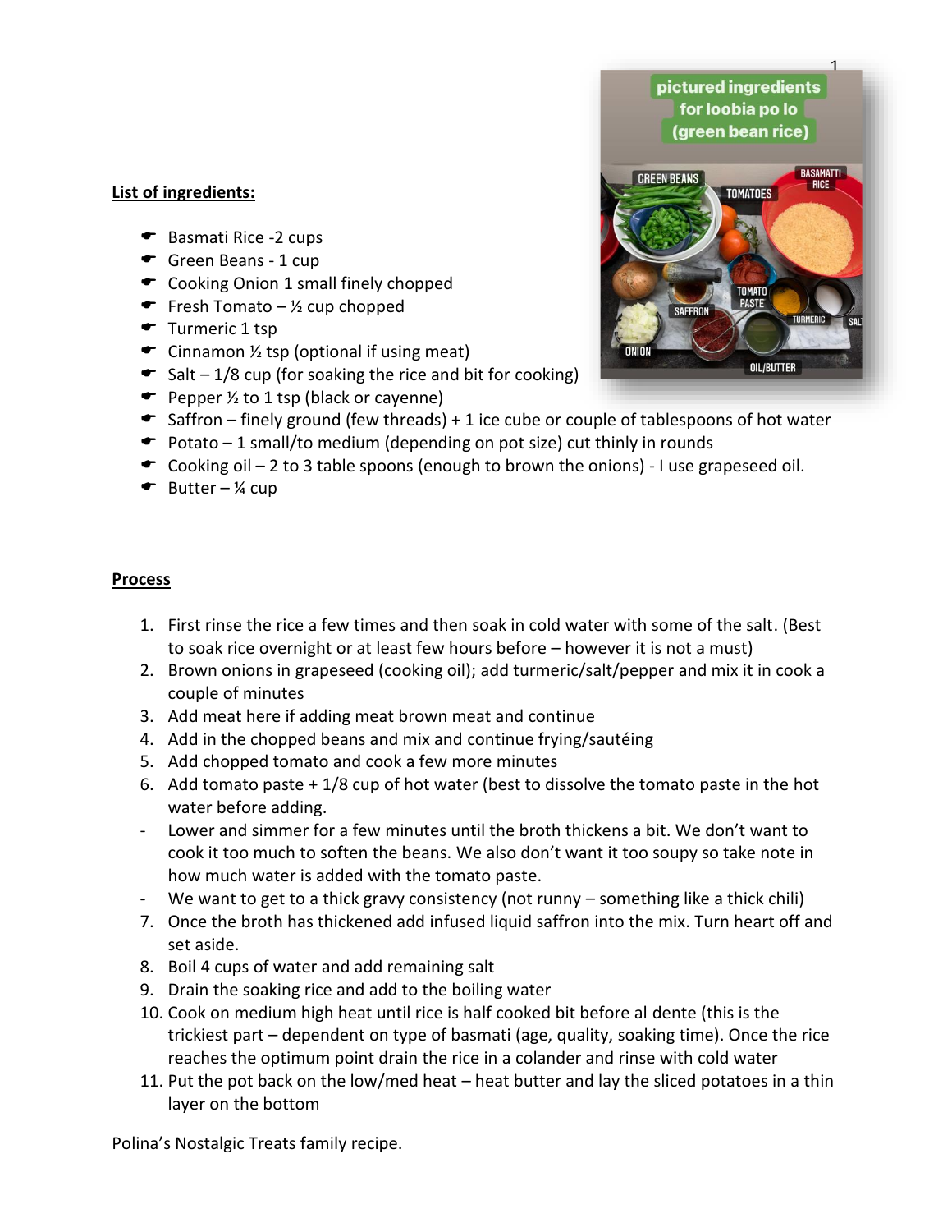**List of ingredients:**

- Basmati Rice -2 cups
- Green Beans - 1 cup
- Cooking Onion 1 small finely chopped
- Fresh Tomato – ½ cup chopped
- Turmeric 1 tsp
- Cinnamon ½ tsp (optional if using meat)
- Salt – 1/8 cup (for soaking the rice and bit for cooking)
- Pepper ½ to 1 tsp (black or cayenne)
- Saffron – finely ground (few threads) + 1 ice cube or couple of tablespoons of hot water
- Potato – 1 small/to medium (depending on pot size) cut thinly in rounds
- Cooking oil – 2 to 3 table spoons (enough to brown the onions) - I use grapeseed oil.
- Butter – ¼ cup

**Process**

1. First rinse the rice a few times and then soak in cold water with some of the salt. (Best to soak rice overnight or at least few hours before – however it is not a must)
2. Brown onions in grapeseed (cooking oil); add turmeric/salt/pepper and mix it in cook a couple of minutes
3. Add meat here if adding meat brown meat and continue
4. Add in the chopped beans and mix and continue frying/sautéing
5. Add chopped tomato and cook a few more minutes
6. Add tomato paste + 1/8 cup of hot water (best to dissolve the tomato paste in the hot water before adding.
   - Lower and simmer for a few minutes until the broth thickens a bit. We don't want to cook it too much to soften the beans. We also don't want it too soupy so take note in how much water is added with the tomato paste.
   - We want to get to a thick gravy consistency (not runny – something like a thick chili)
7. Once the broth has thickened add infused liquid saffron into the mix. Turn heart off and set aside.
8. Boil 4 cups of water and add remaining salt
9. Drain the soaking rice and add to the boiling water
10. Cook on medium high heat until rice is half cooked bit before al dente (this is the trickiest part – dependent on type of basmati (age, quality, soaking time). Once the rice reaches the optimum point drain the rice in a colander and rinse with cold water
11. Put the pot back on the low/med heat – heat butter and lay the sliced potatoes in a thin layer on the bottom

Polina's Nostalgic Treats family recipe.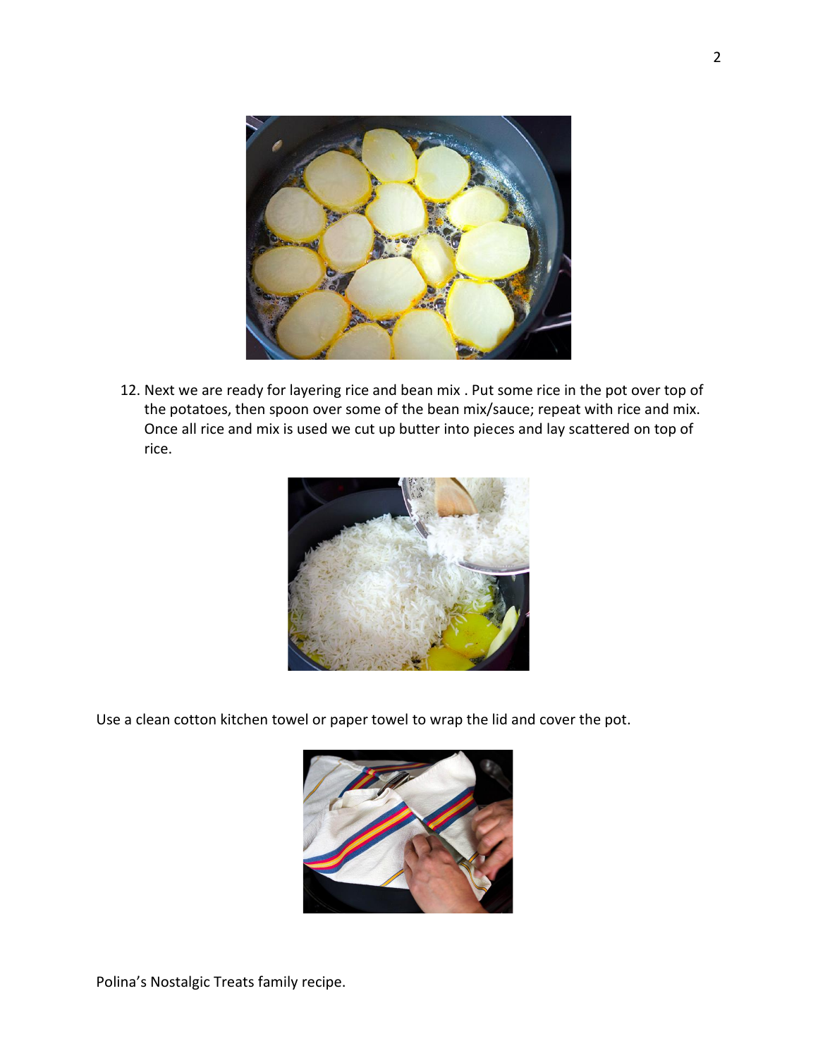12. Next we are ready for layering rice and bean mix . Put some rice in the pot over top of the potatoes, then spoon over some of the bean mix/sauce; repeat with rice and mix. Once all rice and mix is used we cut up butter into pieces and lay scattered on top of rice.

Use a clean cotton kitchen towel or paper towel to wrap the lid and cover the pot.

Polina's Nostalgic Treats family recipe.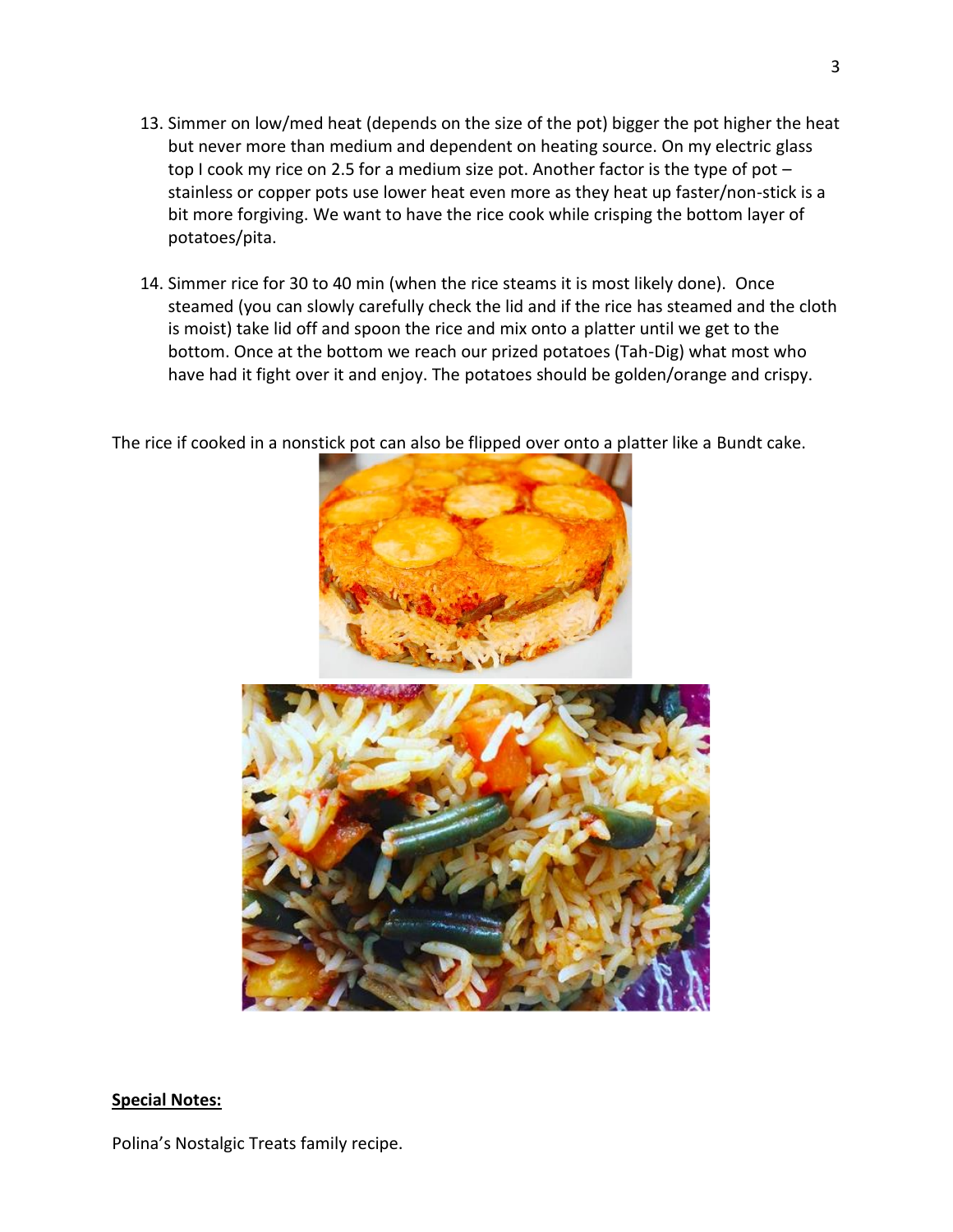13. Simmer on low/med heat (depends on the size of the pot) bigger the pot higher the heat but never more than medium and dependent on heating source. On my electric glass top I cook my rice on 2.5 for a medium size pot. Another factor is the type of pot – stainless or copper pots use lower heat even more as they heat up faster/non-stick is a bit more forgiving. We want to have the rice cook while crisping the bottom layer of potatoes/pita.

14. Simmer rice for 30 to 40 min (when the rice steams it is most likely done). Once steamed (you can slowly carefully check the lid and if the rice has steamed and the cloth is moist) take lid off and spoon the rice and mix onto a platter until we get to the bottom. Once at the bottom we reach our prized potatoes (Tah-Dig) what most who have had it fight over it and enjoy. The potatoes should be golden/orange and crispy.

The rice if cooked in a nonstick pot can also be flipped over onto a platter like a Bundt cake.

**Special Notes:**

Polina's Nostalgic Treats family recipe.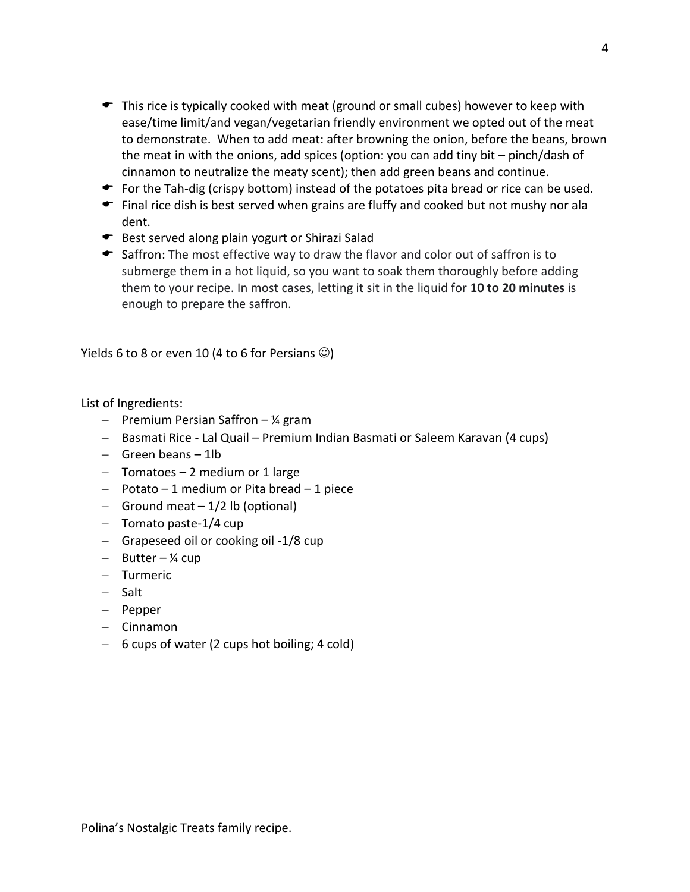- This rice is typically cooked with meat (ground or small cubes) however to keep with ease/time limit/and vegan/vegetarian friendly environment we opted out of the meat to demonstrate. When to add meat: after browning the onion, before the beans, brown the meat in with the onions, add spices (option: you can add tiny bit – pinch/dash of cinnamon to neutralize the meaty scent); then add green beans and continue.
- For the Tah-dig (crispy bottom) instead of the potatoes pita bread or rice can be used.
- Final rice dish is best served when grains are fluffy and cooked but not mushy nor ala dent.
- Best served along plain yogurt or Shirazi Salad
- Saffron: The most effective way to draw the flavor and color out of saffron is to submerge them in a hot liquid, so you want to soak them thoroughly before adding them to your recipe. In most cases, letting it sit in the liquid for **10 to 20 minutes** is enough to prepare the saffron.

Yields 6 to 8 or even 10 (4 to 6 for Persians ☺)

List of Ingredients:

- Premium Persian Saffron – ¼ gram
- Basmati Rice - Lal Quail – Premium Indian Basmati or Saleem Karavan (4 cups)
- Green beans – 1lb
- Tomatoes – 2 medium or 1 large
- Potato – 1 medium or Pita bread – 1 piece
- Ground meat – 1/2 lb (optional)
- Tomato paste-1/4 cup
- Grapeseed oil or cooking oil -1/8 cup
- Butter – ¼ cup
- Turmeric
- Salt
- Pepper
- Cinnamon
- 6 cups of water (2 cups hot boiling; 4 cold)

Polina's Nostalgic Treats family recipe.